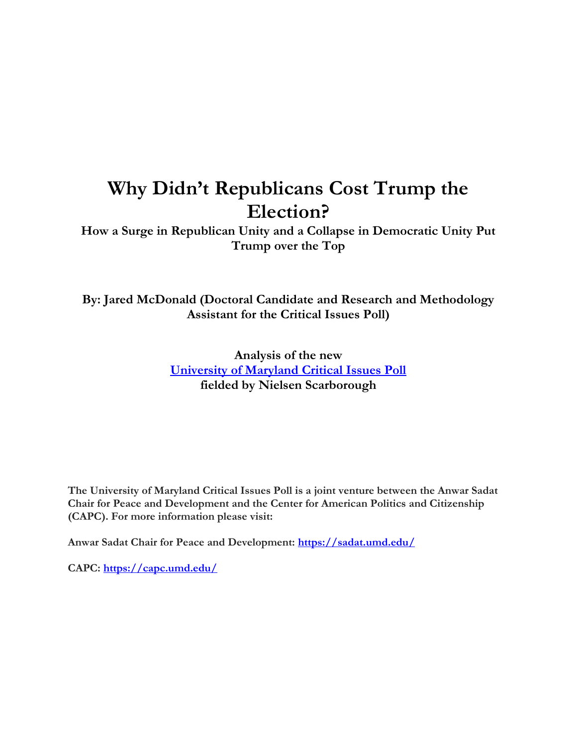# Why Didn't Republicans Cost Trump the Election?

**How a Surge in Republican Unity and a Collapse in Democratic Unity Put Trump over the Top**

**By: Jared McDonald (Doctoral Candidate and Research and Methodology Assistant for the Critical Issues Poll)**

**Analysis of the new**
**University of Maryland Critical Issues Poll**
**fielded by Nielsen Scarborough**

**The University of Maryland Critical Issues Poll is a joint venture between the Anwar Sadat Chair for Peace and Development and the Center for American Politics and Citizenship (CAPC). For more information please visit:**

**Anwar Sadat Chair for Peace and Development: https://sadat.umd.edu/**

**CAPC: https://capc.umd.edu/**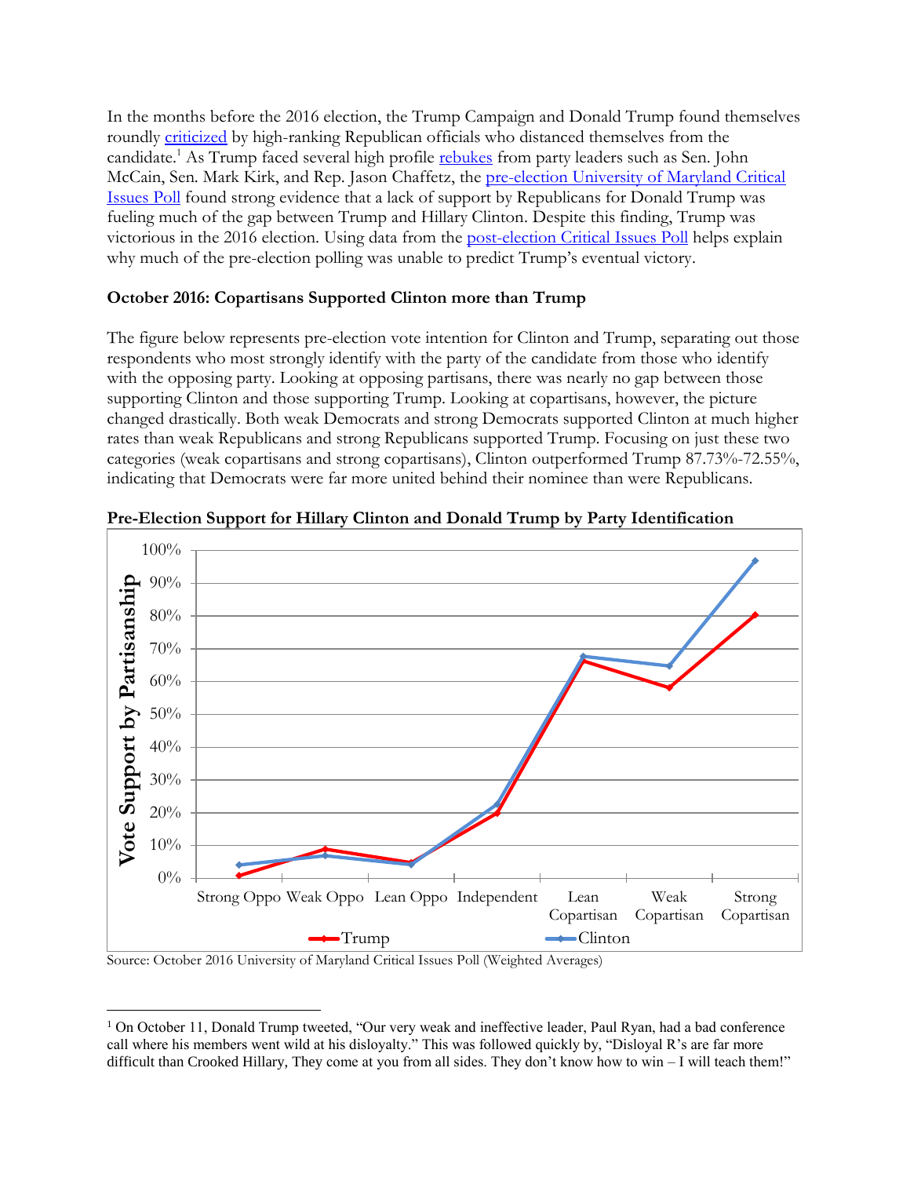In the months before the 2016 election, the Trump Campaign and Donald Trump found themselves roundly criticized by high-ranking Republican officials who distanced themselves from the candidate.[1] As Trump faced several high profile rebukes from party leaders such as Sen. John McCain, Sen. Mark Kirk, and Rep. Jason Chaffetz, the pre-election University of Maryland Critical Issues Poll found strong evidence that a lack of support by Republicans for Donald Trump was fueling much of the gap between Trump and Hillary Clinton. Despite this finding, Trump was victorious in the 2016 election. Using data from the post-election Critical Issues Poll helps explain why much of the pre-election polling was unable to predict Trump's eventual victory.

**October 2016: Copartisans Supported Clinton more than Trump**

The figure below represents pre-election vote intention for Clinton and Trump, separating out those respondents who most strongly identify with the party of the candidate from those who identify with the opposing party. Looking at opposing partisans, there was nearly no gap between those supporting Clinton and those supporting Trump. Looking at copartisans, however, the picture changed drastically. Both weak Democrats and strong Democrats supported Clinton at much higher rates than weak Republicans and strong Republicans supported Trump. Focusing on just these two categories (weak copartisans and strong copartisans), Clinton outperformed Trump 87.73%-72.55%, indicating that Democrats were far more united behind their nominee than were Republicans.

**Pre-Election Support for Hillary Clinton and Donald Trump by Party Identification**

Source: October 2016 University of Maryland Critical Issues Poll (Weighted Averages)

[1] On October 11, Donald Trump tweeted, "Our very weak and ineffective leader, Paul Ryan, had a bad conference call where his members went wild at his disloyalty." This was followed quickly by, "Disloyal R's are far more difficult than Crooked Hillary, They come at you from all sides. They don't know how to win – I will teach them!"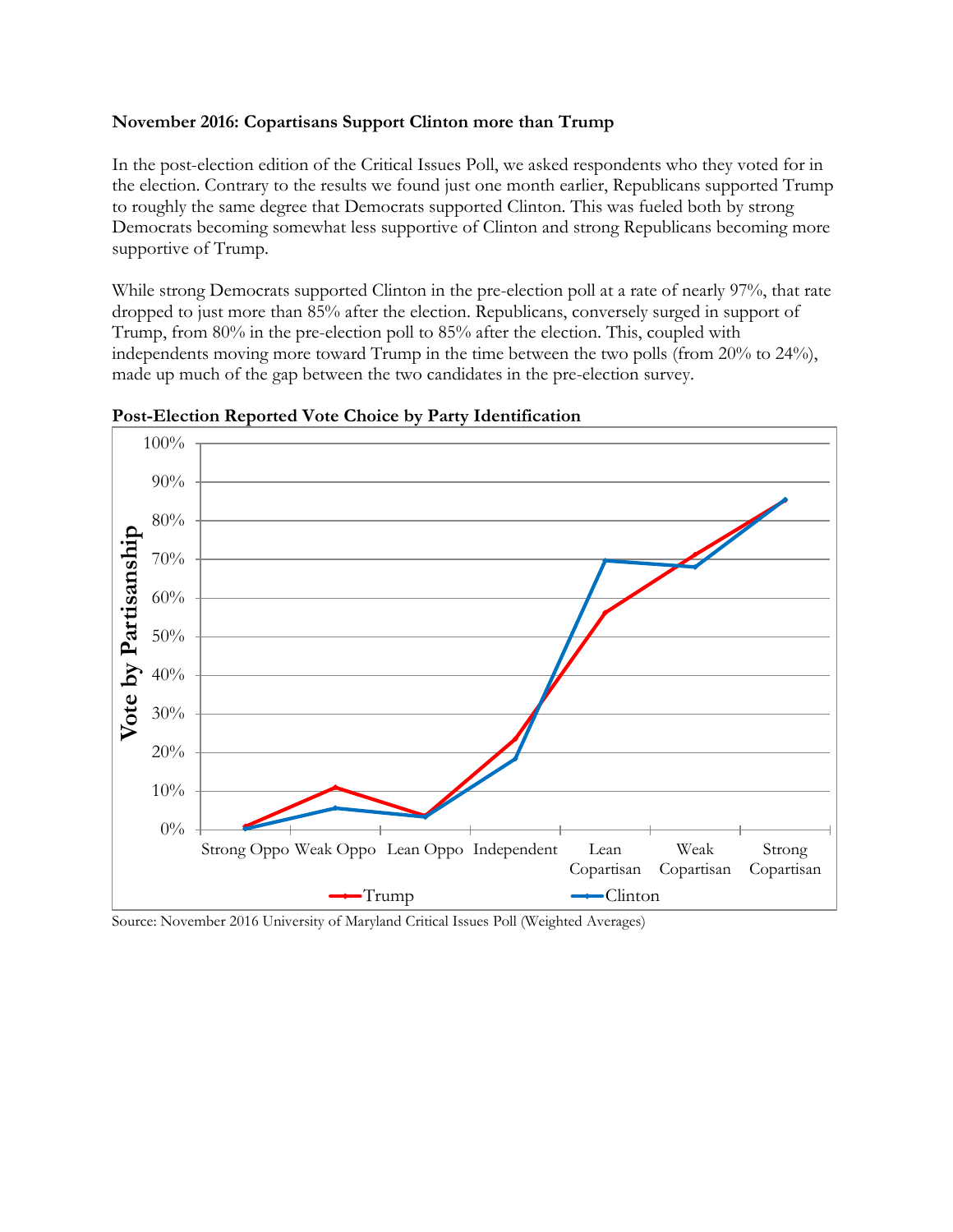**November 2016: Copartisans Support Clinton more than Trump**

In the post-election edition of the Critical Issues Poll, we asked respondents who they voted for in the election. Contrary to the results we found just one month earlier, Republicans supported Trump to roughly the same degree that Democrats supported Clinton. This was fueled both by strong Democrats becoming somewhat less supportive of Clinton and strong Republicans becoming more supportive of Trump.

While strong Democrats supported Clinton in the pre-election poll at a rate of nearly 97%, that rate dropped to just more than 85% after the election. Republicans, conversely surged in support of Trump, from 80% in the pre-election poll to 85% after the election. This, coupled with independents moving more toward Trump in the time between the two polls (from 20% to 24%), made up much of the gap between the two candidates in the pre-election survey.

**Post-Election Reported Vote Choice by Party Identification**

Source: November 2016 University of Maryland Critical Issues Poll (Weighted Averages)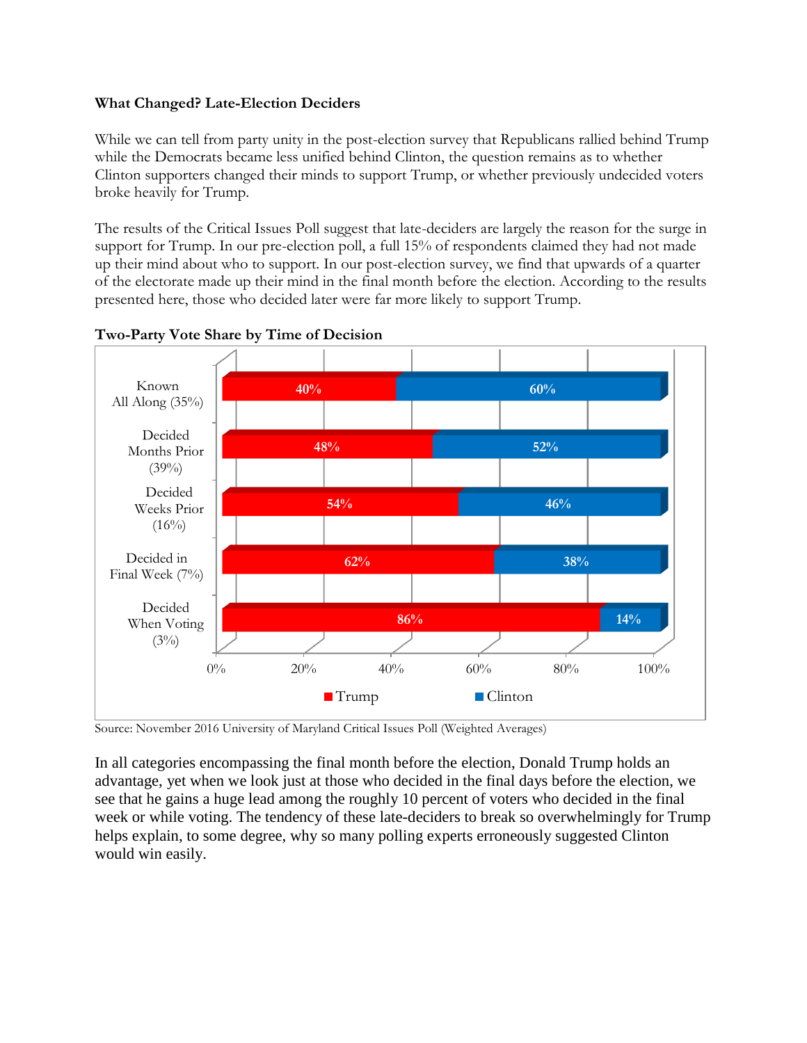### What Changed? Late-Election Deciders

While we can tell from party unity in the post-election survey that Republicans rallied behind Trump while the Democrats became less unified behind Clinton, the question remains as to whether Clinton supporters changed their minds to support Trump, or whether previously undecided voters broke heavily for Trump.

The results of the Critical Issues Poll suggest that late-deciders are largely the reason for the surge in support for Trump. In our pre-election poll, a full 15% of respondents claimed they had not made up their mind about who to support. In our post-election survey, we find that upwards of a quarter of the electorate made up their mind in the final month before the election. According to the results presented here, those who decided later were far more likely to support Trump.

**Two-Party Vote Share by Time of Decision**

| | Trump | Clinton |
|---|---|---|
| Known All Along (35%) | 40% | 60% |
| Decided Months Prior (39%) | 48% | 52% |
| Decided Weeks Prior (16%) | 54% | 46% |
| Decided in Final Week (7%) | 62% | 38% |
| Decided When Voting (3%) | 86% | 14% |

Source: November 2016 University of Maryland Critical Issues Poll (Weighted Averages)

In all categories encompassing the final month before the election, Donald Trump holds an advantage, yet when we look just at those who decided in the final days before the election, we see that he gains a huge lead among the roughly 10 percent of voters who decided in the final week or while voting. The tendency of these late-deciders to break so overwhelmingly for Trump helps explain, to some degree, why so many polling experts erroneously suggested Clinton would win easily.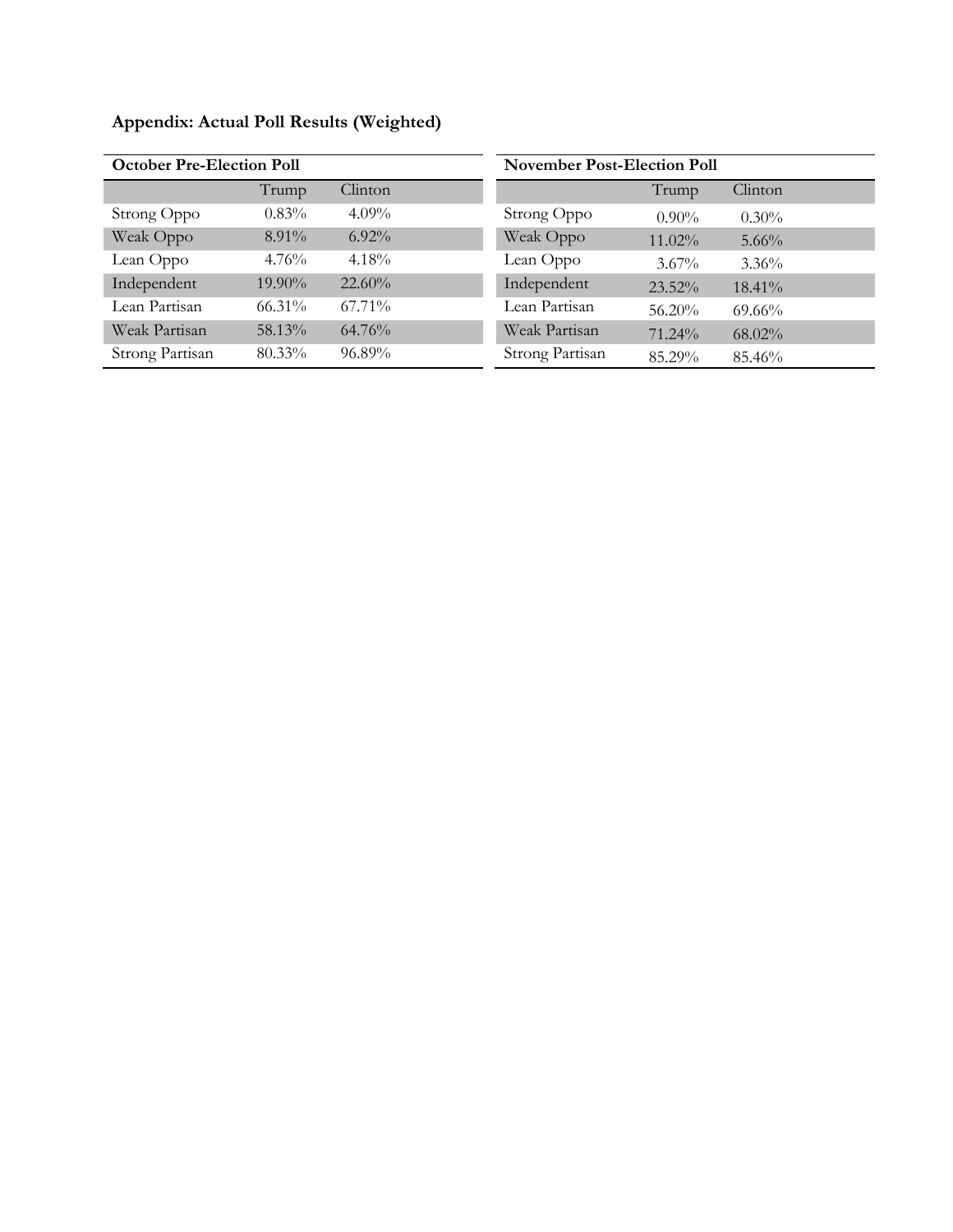**Appendix: Actual Poll Results (Weighted)**

**October Pre-Election Poll**

| | Trump | Clinton |
|---|---|---|
| Strong Oppo | 0.83% | 4.09% |
| Weak Oppo | 8.91% | 6.92% |
| Lean Oppo | 4.76% | 4.18% |
| Independent | 19.90% | 22.60% |
| Lean Partisan | 66.31% | 67.71% |
| Weak Partisan | 58.13% | 64.76% |
| Strong Partisan | 80.33% | 96.89% |

**November Post-Election Poll**

| | Trump | Clinton |
|---|---|---|
| Strong Oppo | 0.90% | 0.30% |
| Weak Oppo | 11.02% | 5.66% |
| Lean Oppo | 3.67% | 3.36% |
| Independent | 23.52% | 18.41% |
| Lean Partisan | 56.20% | 69.66% |
| Weak Partisan | 71.24% | 68.02% |
| Strong Partisan | 85.29% | 85.46% |